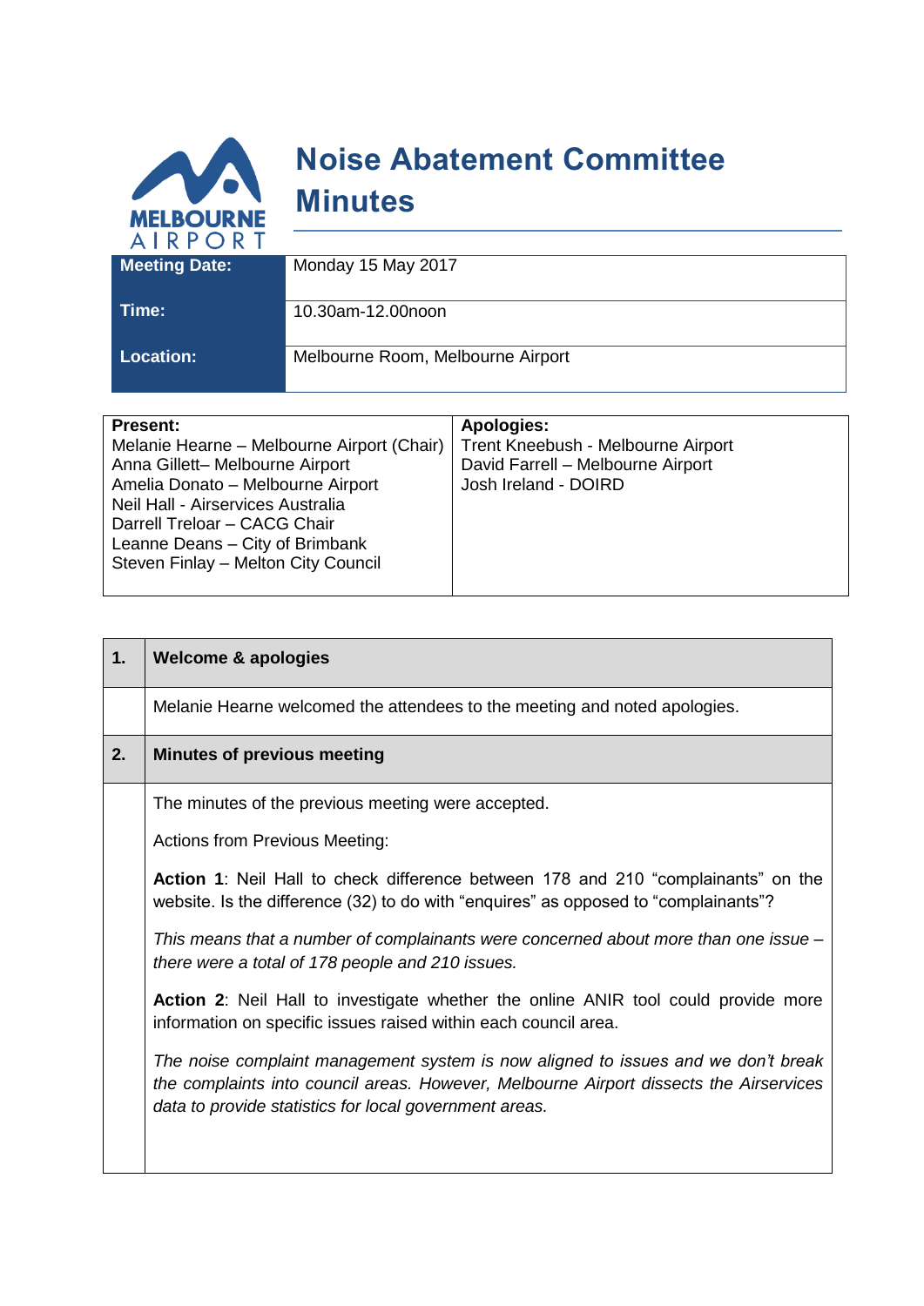# Noise Abatement Committee Minutes

| | |
|---|---|
| **Meeting Date:** | Monday 15 May 2017 |
| **Time:** | 10.30am-12.00noon |
| **Location:** | Melbourne Room, Melbourne Airport |

| **Present:** | **Apologies:** |
|---|---|
| Melanie Hearne – Melbourne Airport (Chair)<br>Anna Gillett– Melbourne Airport<br>Amelia Donato – Melbourne Airport<br>Neil Hall - Airservices Australia<br>Darrell Treloar – CACG Chair<br>Leanne Deans – City of Brimbank<br>Steven Finlay – Melton City Council | Trent Kneebush - Melbourne Airport<br>David Farrell – Melbourne Airport<br>Josh Ireland - DOIRD |

| | |
|---|---|
| **1.** | **Welcome & apologies** |
| | Melanie Hearne welcomed the attendees to the meeting and noted apologies. |
| **2.** | **Minutes of previous meeting** |
| | The minutes of the previous meeting were accepted.<br><br>Actions from Previous Meeting:<br><br>**Action 1**: Neil Hall to check difference between 178 and 210 "complainants" on the website. Is the difference (32) to do with "enquires" as opposed to "complainants"?<br><br>*This means that a number of complainants were concerned about more than one issue – there were a total of 178 people and 210 issues.*<br><br>**Action 2**: Neil Hall to investigate whether the online ANIR tool could provide more information on specific issues raised within each council area.<br><br>*The noise complaint management system is now aligned to issues and we don't break the complaints into council areas. However, Melbourne Airport dissects the Airservices data to provide statistics for local government areas.* |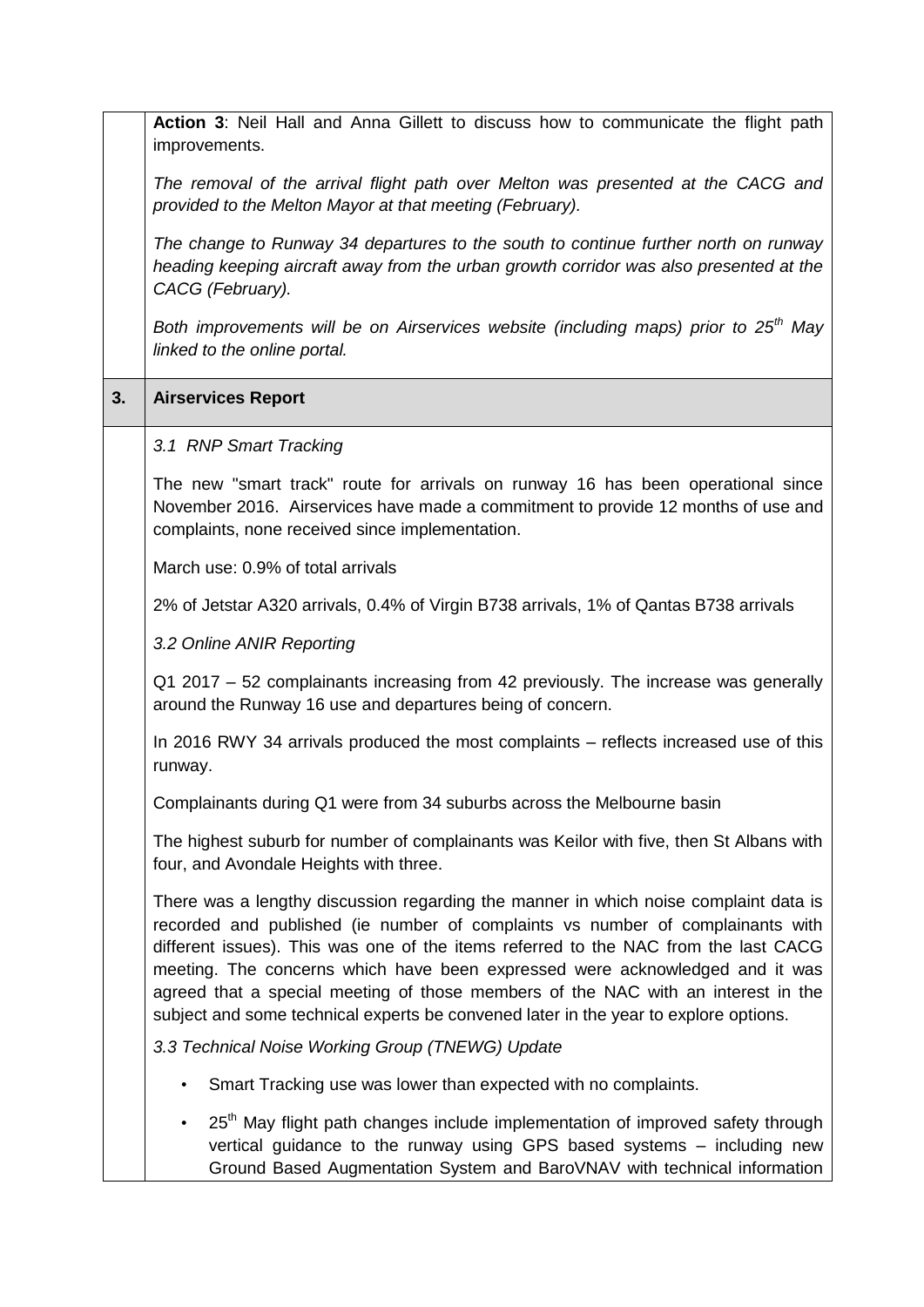**Action 3**: Neil Hall and Anna Gillett to discuss how to communicate the flight path improvements.

*The removal of the arrival flight path over Melton was presented at the CACG and provided to the Melton Mayor at that meeting (February).*

*The change to Runway 34 departures to the south to continue further north on runway heading keeping aircraft away from the urban growth corridor was also presented at the CACG (February).*

*Both improvements will be on Airservices website (including maps) prior to 25th May linked to the online portal.*

## 3. Airservices Report

*3.1 RNP Smart Tracking*

The new "smart track" route for arrivals on runway 16 has been operational since November 2016. Airservices have made a commitment to provide 12 months of use and complaints, none received since implementation.

March use: 0.9% of total arrivals

2% of Jetstar A320 arrivals, 0.4% of Virgin B738 arrivals, 1% of Qantas B738 arrivals

*3.2 Online ANIR Reporting*

Q1 2017 – 52 complainants increasing from 42 previously. The increase was generally around the Runway 16 use and departures being of concern.

In 2016 RWY 34 arrivals produced the most complaints – reflects increased use of this runway.

Complainants during Q1 were from 34 suburbs across the Melbourne basin

The highest suburb for number of complainants was Keilor with five, then St Albans with four, and Avondale Heights with three.

There was a lengthy discussion regarding the manner in which noise complaint data is recorded and published (ie number of complaints vs number of complainants with different issues). This was one of the items referred to the NAC from the last CACG meeting. The concerns which have been expressed were acknowledged and it was agreed that a special meeting of those members of the NAC with an interest in the subject and some technical experts be convened later in the year to explore options.

*3.3 Technical Noise Working Group (TNEWG) Update*

- Smart Tracking use was lower than expected with no complaints.
- 25th May flight path changes include implementation of improved safety through vertical guidance to the runway using GPS based systems – including new Ground Based Augmentation System and BaroVNAV with technical information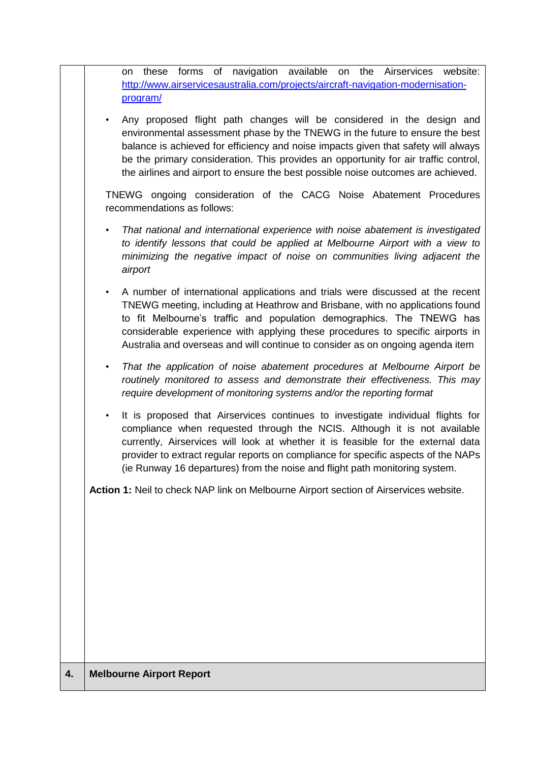on these forms of navigation available on the Airservices website: [http://www.airservicesaustralia.com/projects/aircraft-navigation-modernisation-program/](http://www.airservicesaustralia.com/projects/aircraft-navigation-modernisation-program/)

- Any proposed flight path changes will be considered in the design and environmental assessment phase by the TNEWG in the future to ensure the best balance is achieved for efficiency and noise impacts given that safety will always be the primary consideration. This provides an opportunity for air traffic control, the airlines and airport to ensure the best possible noise outcomes are achieved.

TNEWG ongoing consideration of the CACG Noise Abatement Procedures recommendations as follows:

- *That national and international experience with noise abatement is investigated to identify lessons that could be applied at Melbourne Airport with a view to minimizing the negative impact of noise on communities living adjacent the airport*
- A number of international applications and trials were discussed at the recent TNEWG meeting, including at Heathrow and Brisbane, with no applications found to fit Melbourne's traffic and population demographics. The TNEWG has considerable experience with applying these procedures to specific airports in Australia and overseas and will continue to consider as on ongoing agenda item
- *That the application of noise abatement procedures at Melbourne Airport be routinely monitored to assess and demonstrate their effectiveness. This may require development of monitoring systems and/or the reporting format*
- It is proposed that Airservices continues to investigate individual flights for compliance when requested through the NCIS. Although it is not available currently, Airservices will look at whether it is feasible for the external data provider to extract regular reports on compliance for specific aspects of the NAPs (ie Runway 16 departures) from the noise and flight path monitoring system.

**Action 1:** Neil to check NAP link on Melbourne Airport section of Airservices website.

## 4. Melbourne Airport Report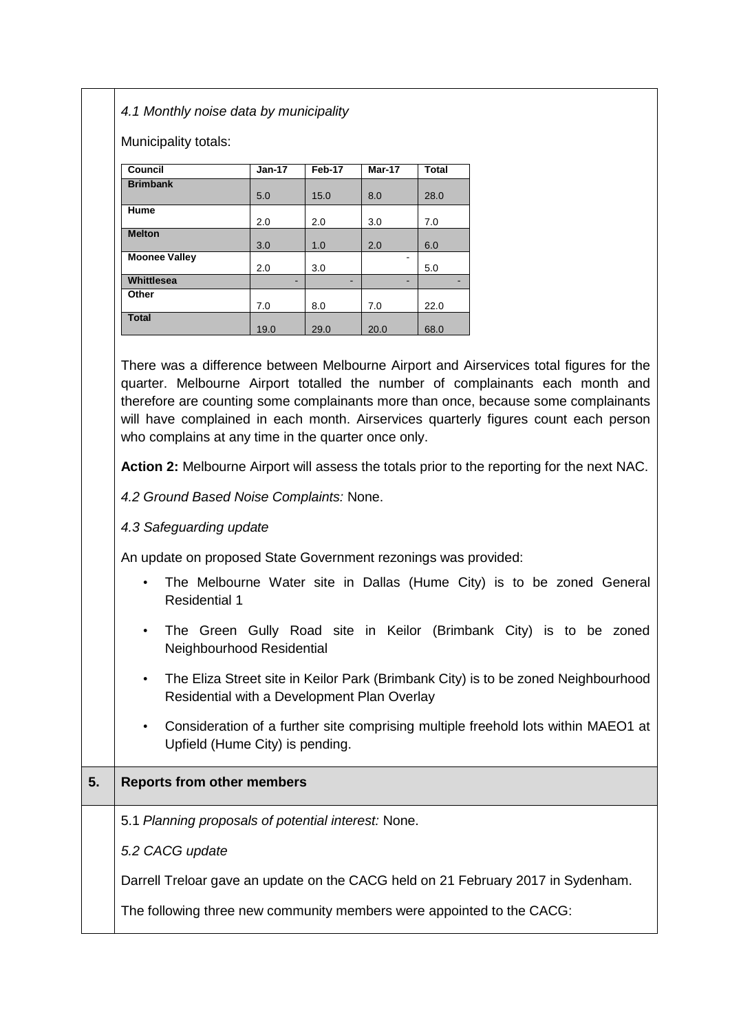*4.1 Monthly noise data by municipality*

Municipality totals:

| Council | Jan-17 | Feb-17 | Mar-17 | Total |
|---|---|---|---|---|
| **Brimbank** | 5.0 | 15.0 | 8.0 | 28.0 |
| **Hume** | 2.0 | 2.0 | 3.0 | 7.0 |
| **Melton** | 3.0 | 1.0 | 2.0 | 6.0 |
| **Moonee Valley** | 2.0 | 3.0 | - | 5.0 |
| **Whittlesea** | - | - | - | - |
| **Other** | 7.0 | 8.0 | 7.0 | 22.0 |
| **Total** | 19.0 | 29.0 | 20.0 | 68.0 |

There was a difference between Melbourne Airport and Airservices total figures for the quarter. Melbourne Airport totalled the number of complainants each month and therefore are counting some complainants more than once, because some complainants will have complained in each month. Airservices quarterly figures count each person who complains at any time in the quarter once only.

**Action 2:** Melbourne Airport will assess the totals prior to the reporting for the next NAC.

*4.2 Ground Based Noise Complaints:* None.

*4.3 Safeguarding update*

An update on proposed State Government rezonings was provided:

- The Melbourne Water site in Dallas (Hume City) is to be zoned General Residential 1
- The Green Gully Road site in Keilor (Brimbank City) is to be zoned Neighbourhood Residential
- The Eliza Street site in Keilor Park (Brimbank City) is to be zoned Neighbourhood Residential with a Development Plan Overlay
- Consideration of a further site comprising multiple freehold lots within MAEO1 at Upfield (Hume City) is pending.

## 5. Reports from other members

5.1 *Planning proposals of potential interest:* None.

*5.2 CACG update*

Darrell Treloar gave an update on the CACG held on 21 February 2017 in Sydenham.

The following three new community members were appointed to the CACG: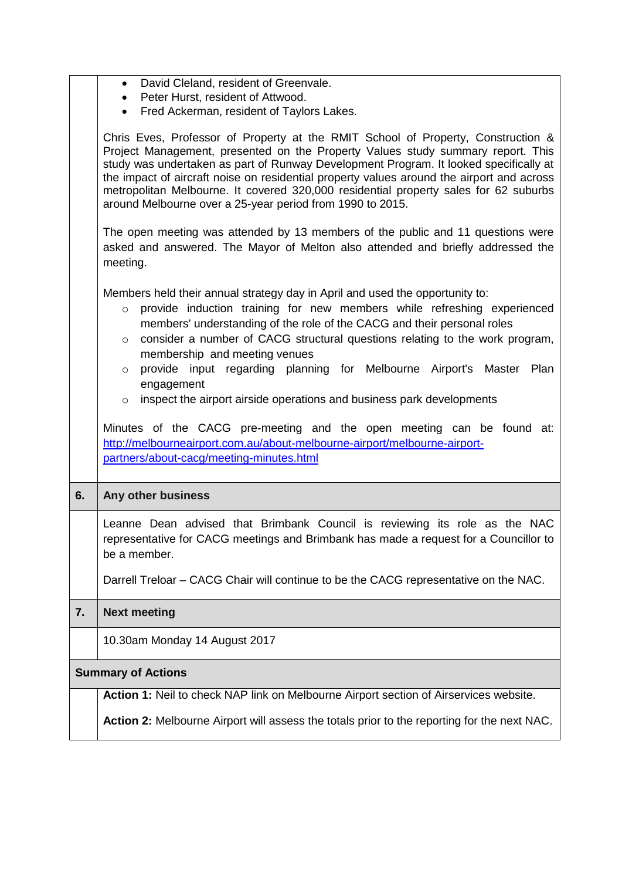- David Cleland, resident of Greenvale.
- Peter Hurst, resident of Attwood.
- Fred Ackerman, resident of Taylors Lakes.

Chris Eves, Professor of Property at the RMIT School of Property, Construction & Project Management, presented on the Property Values study summary report. This study was undertaken as part of Runway Development Program. It looked specifically at the impact of aircraft noise on residential property values around the airport and across metropolitan Melbourne. It covered 320,000 residential property sales for 62 suburbs around Melbourne over a 25-year period from 1990 to 2015.

The open meeting was attended by 13 members of the public and 11 questions were asked and answered. The Mayor of Melton also attended and briefly addressed the meeting.

Members held their annual strategy day in April and used the opportunity to:

- provide induction training for new members while refreshing experienced members' understanding of the role of the CACG and their personal roles
- consider a number of CACG structural questions relating to the work program, membership and meeting venues
- provide input regarding planning for Melbourne Airport's Master Plan engagement
- inspect the airport airside operations and business park developments

Minutes of the CACG pre-meeting and the open meeting can be found at: http://melbourneairport.com.au/about-melbourne-airport/melbourne-airport-partners/about-cacg/meeting-minutes.html

## 6. Any other business

Leanne Dean advised that Brimbank Council is reviewing its role as the NAC representative for CACG meetings and Brimbank has made a request for a Councillor to be a member.

Darrell Treloar – CACG Chair will continue to be the CACG representative on the NAC.

## 7. Next meeting

10.30am Monday 14 August 2017

## Summary of Actions

**Action 1:** Neil to check NAP link on Melbourne Airport section of Airservices website.

**Action 2:** Melbourne Airport will assess the totals prior to the reporting for the next NAC.